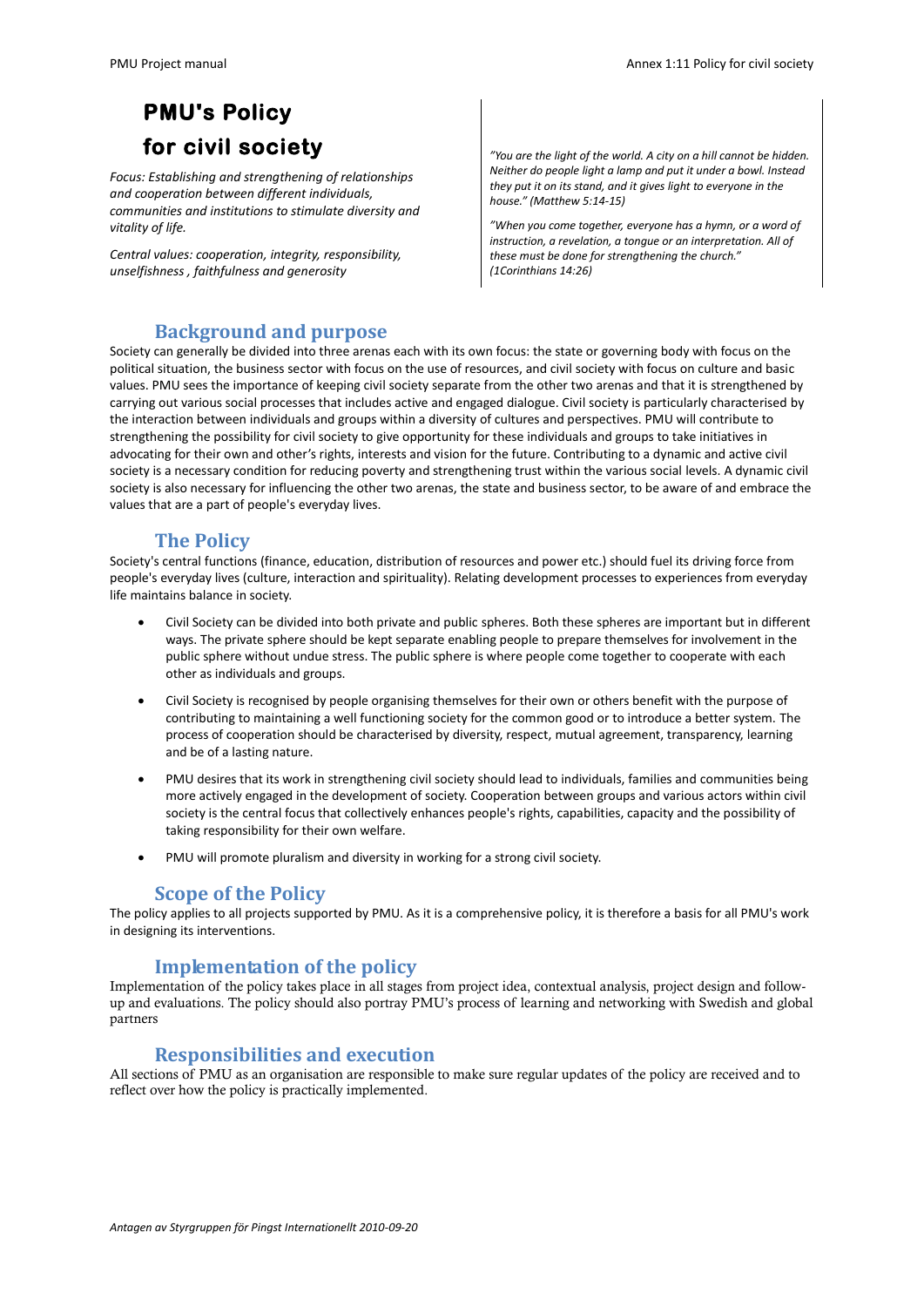# PMU's Policy for civil society

*Focus: Establishing and strengthening of relationships and cooperation between different individuals, communities and institutions to stimulate diversity and vitality of life.*

*Central values: cooperation, integrity, responsibility, unselfishness , faithfulness and generosity*

*"You are the light of the world. A city on a hill cannot be hidden. Neither do people light a lamp and put it under a bowl. Instead they put it on its stand, and it gives light to everyone in the house." (Matthew 5:14-15)*

*"When you come together, everyone has a hymn, or a word of instruction, a revelation, a tongue or an interpretation. All of these must be done for strengthening the church." (1Corinthians 14:26)*

## Background and purpose

Society can generally be divided into three arenas each with its own focus: the state or governing body with focus on the political situation, the business sector with focus on the use of resources, and civil society with focus on culture and basic values. PMU sees the importance of keeping civil society separate from the other two arenas and that it is strengthened by carrying out various social processes that includes active and engaged dialogue. Civil society is particularly characterised by the interaction between individuals and groups within a diversity of cultures and perspectives. PMU will contribute to strengthening the possibility for civil society to give opportunity for these individuals and groups to take initiatives in advocating for their own and other's rights, interests and vision for the future. Contributing to a dynamic and active civil society is a necessary condition for reducing poverty and strengthening trust within the various social levels. A dynamic civil society is also necessary for influencing the other two arenas, the state and business sector, to be aware of and embrace the values that are a part of people's everyday lives.

## The Policy

Society's central functions (finance, education, distribution of resources and power etc.) should fuel its driving force from people's everyday lives (culture, interaction and spirituality). Relating development processes to experiences from everyday life maintains balance in society.

- Civil Society can be divided into both private and public spheres. Both these spheres are important but in different ways. The private sphere should be kept separate enabling people to prepare themselves for involvement in the public sphere without undue stress. The public sphere is where people come together to cooperate with each other as individuals and groups.
- Civil Society is recognised by people organising themselves for their own or others benefit with the purpose of contributing to maintaining a well functioning society for the common good or to introduce a better system. The process of cooperation should be characterised by diversity, respect, mutual agreement, transparency, learning and be of a lasting nature.
- PMU desires that its work in strengthening civil society should lead to individuals, families and communities being more actively engaged in the development of society. Cooperation between groups and various actors within civil society is the central focus that collectively enhances people's rights, capabilities, capacity and the possibility of taking responsibility for their own welfare.
- PMU will promote pluralism and diversity in working for a strong civil society.

## Scope of the Policy

The policy applies to all projects supported by PMU. As it is a comprehensive policy, it is therefore a basis for all PMU's work in designing its interventions.

## Implementation of the policy

Implementation of the policy takes place in all stages from project idea, contextual analysis, project design and follow-up and evaluations. The policy should also portray PMU's process of learning and networking with Swedish and global partners

## Responsibilities and execution

All sections of PMU as an organisation are responsible to make sure regular updates of the policy are received and to reflect over how the policy is practically implemented.

*Antagen av Styrgruppen för Pingst Internationellt 2010-09-20*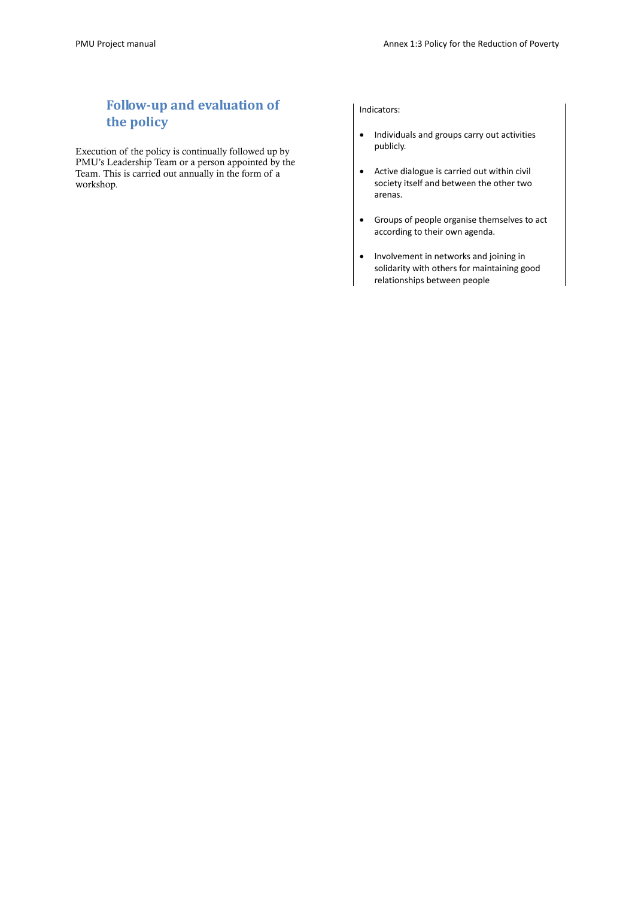## Follow-up and evaluation of the policy

Execution of the policy is continually followed up by PMU's Leadership Team or a person appointed by the Team. This is carried out annually in the form of a workshop.

Indicators:

- Individuals and groups carry out activities publicly.
- Active dialogue is carried out within civil society itself and between the other two arenas.
- Groups of people organise themselves to act according to their own agenda.
- Involvement in networks and joining in solidarity with others for maintaining good relationships between people